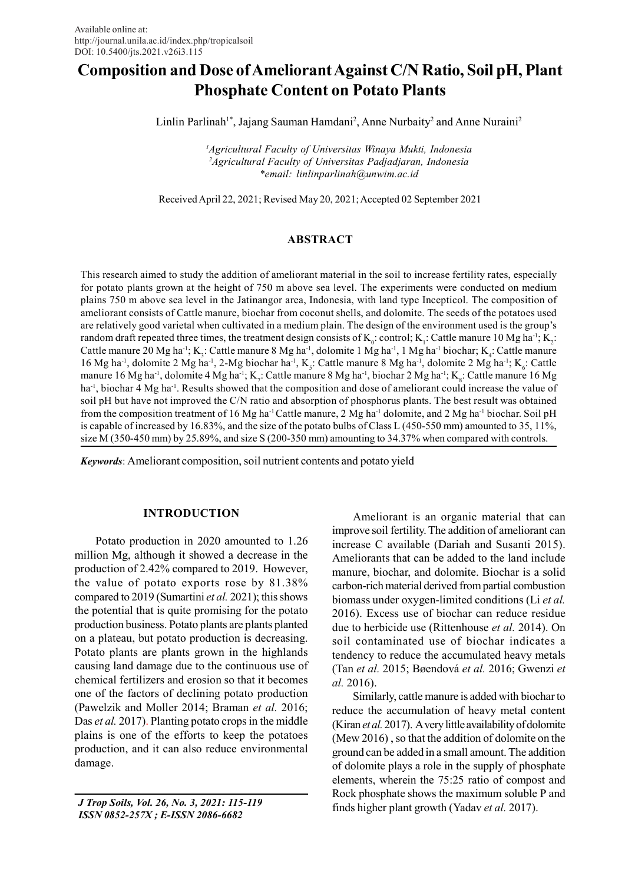Available online at:
http://journal.unila.ac.id/index.php/tropicalsoil
DOI: 10.5400/jts.2021.v26i3.115

# Composition and Dose of Ameliorant Against C/N Ratio, Soil pH, Plant Phosphate Content on Potato Plants

Linlin Parlinah[1*], Jajang Sauman Hamdani[2], Anne Nurbaity[2] and Anne Nuraini[2]

*[1]Agricultural Faculty of Universitas Winaya Mukti, Indonesia*
*[2]Agricultural Faculty of Universitas Padjadjaran, Indonesia*
*\*email: linlinparlinah@unwim.ac.id*

Received April 22, 2021; Revised May 20, 2021; Accepted 02 September 2021

## ABSTRACT

This research aimed to study the addition of ameliorant material in the soil to increase fertility rates, especially for potato plants grown at the height of 750 m above sea level. The experiments were conducted on medium plains 750 m above sea level in the Jatinangor area, Indonesia, with land type Incepticol. The composition of ameliorant consists of Cattle manure, biochar from coconut shells, and dolomite. The seeds of the potatoes used are relatively good varietal when cultivated in a medium plain. The design of the environment used is the group's random draft repeated three times, the treatment design consists of $K_0$: control; $K_1$: Cattle manure 10 Mg ha$^{-1}$; $K_2$: Cattle manure 20 Mg ha$^{-1}$; $K_3$: Cattle manure 8 Mg ha$^{-1}$, dolomite 1 Mg ha$^{-1}$, 1 Mg ha$^{-1}$ biochar; $K_4$: Cattle manure 16 Mg ha$^{-1}$, dolomite 2 Mg ha$^{-1}$, 2-Mg biochar ha$^{-1}$, $K_5$: Cattle manure 8 Mg ha$^{-1}$, dolomite 2 Mg ha$^{-1}$; $K_6$: Cattle manure 16 Mg ha$^{-1}$, dolomite 4 Mg ha$^{-1}$; $K_7$: Cattle manure 8 Mg ha$^{-1}$, biochar 2 Mg ha$^{-1}$; $K_8$: Cattle manure 16 Mg ha$^{-1}$, biochar 4 Mg ha$^{-1}$. Results showed that the composition and dose of ameliorant could increase the value of soil pH but have not improved the C/N ratio and absorption of phosphorus plants. The best result was obtained from the composition treatment of 16 Mg ha$^{-1}$ Cattle manure, 2 Mg ha$^{-1}$ dolomite, and 2 Mg ha$^{-1}$ biochar. Soil pH is capable of increased by 16.83%, and the size of the potato bulbs of Class L (450-550 mm) amounted to 35, 11%, size M (350-450 mm) by 25.89%, and size S (200-350 mm) amounting to 34.37% when compared with controls.

***Keywords***: Ameliorant composition, soil nutrient contents and potato yield

## INTRODUCTION

Potato production in 2020 amounted to 1.26 million Mg, although it showed a decrease in the production of 2.42% compared to 2019. However, the value of potato exports rose by 81.38% compared to 2019 (Sumartini *et al.* 2021); this shows the potential that is quite promising for the potato production business. Potato plants are plants planted on a plateau, but potato production is decreasing. Potato plants are plants grown in the highlands causing land damage due to the continuous use of chemical fertilizers and erosion so that it becomes one of the factors of declining potato production (Pawelzik and Moller 2014; Braman *et al.* 2016; Das *et al.* 2017). Planting potato crops in the middle plains is one of the efforts to keep the potatoes production, and it can also reduce environmental damage.

Ameliorant is an organic material that can improve soil fertility. The addition of ameliorant can increase C available (Dariah and Susanti 2015). Ameliorants that can be added to the land include manure, biochar, and dolomite. Biochar is a solid carbon-rich material derived from partial combustion biomass under oxygen-limited conditions (Li *et al.* 2016). Excess use of biochar can reduce residue due to herbicide use (Rittenhouse *et al.* 2014). On soil contaminated use of biochar indicates a tendency to reduce the accumulated heavy metals (Tan *et al.* 2015; Bøendová *et al.* 2016; Gwenzi *et al.* 2016).

Similarly, cattle manure is added with biochar to reduce the accumulation of heavy metal content (Kiran *et al.* 2017). A very little availability of dolomite (Mew 2016) , so that the addition of dolomite on the ground can be added in a small amount. The addition of dolomite plays a role in the supply of phosphate elements, wherein the 75:25 ratio of compost and Rock phosphate shows the maximum soluble P and finds higher plant growth (Yadav *et al.* 2017).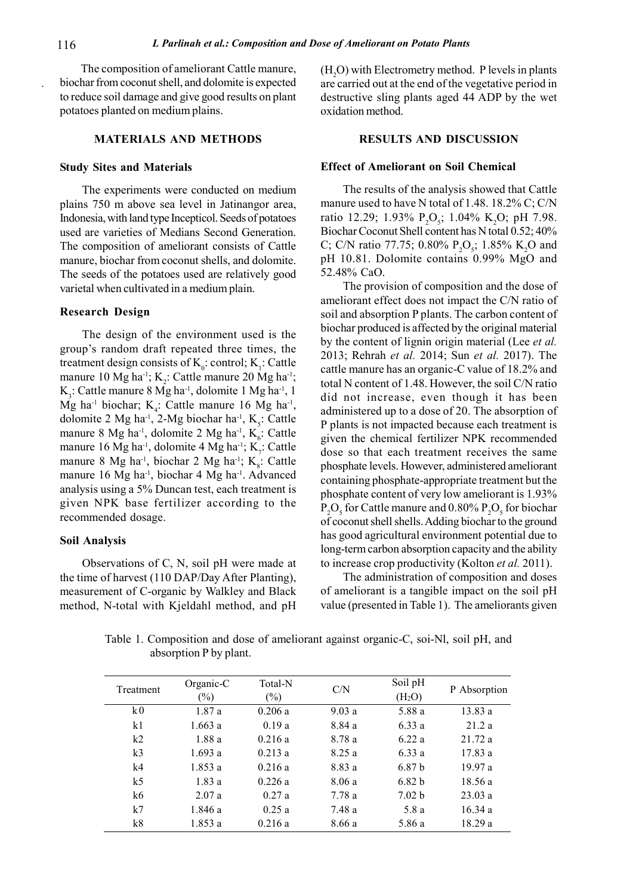The composition of ameliorant Cattle manure, biochar from coconut shell, and dolomite is expected to reduce soil damage and give good results on plant potatoes planted on medium plains.

## MATERIALS AND METHODS

### Study Sites and Materials

The experiments were conducted on medium plains 750 m above sea level in Jatinangor area, Indonesia, with land type Incepticol. Seeds of potatoes used are varieties of Medians Second Generation. The composition of ameliorant consists of Cattle manure, biochar from coconut shells, and dolomite. The seeds of the potatoes used are relatively good varietal when cultivated in a medium plain.

### Research Design

The design of the environment used is the group's random draft repeated three times, the treatment design consists of $K_0$: control; $K_1$: Cattle manure 10 Mg ha$^{-1}$; $K_2$: Cattle manure 20 Mg ha$^{-1}$; $K_3$: Cattle manure 8 Mg ha$^{-1}$, dolomite 1 Mg ha$^{-1}$, 1 Mg ha$^{-1}$ biochar; $K_4$: Cattle manure 16 Mg ha$^{-1}$, dolomite 2 Mg ha$^{-1}$, 2-Mg biochar ha$^{-1}$, $K_5$: Cattle manure 8 Mg ha$^{-1}$, dolomite 2 Mg ha$^{-1}$, $K_6$: Cattle manure 16 Mg ha$^{-1}$, dolomite 4 Mg ha$^{-1}$; $K_7$: Cattle manure 8 Mg ha$^{-1}$, biochar 2 Mg ha$^{-1}$; $K_8$: Cattle manure 16 Mg ha$^{-1}$, biochar 4 Mg ha$^{-1}$. Advanced analysis using a 5% Duncan test, each treatment is given NPK base fertilizer according to the recommended dosage.

### Soil Analysis

Observations of C, N, soil pH were made at the time of harvest (110 DAP/Day After Planting), measurement of C-organic by Walkley and Black method, N-total with Kjeldahl method, and pH ($H_2O$) with Electrometry method. P levels in plants are carried out at the end of the vegetative period in destructive sling plants aged 44 ADP by the wet oxidation method.

## RESULTS AND DISCUSSION

### Effect of Ameliorant on Soil Chemical

The results of the analysis showed that Cattle manure used to have N total of 1.48. 18.2% C; C/N ratio 12.29; 1.93% $P_2O_5$; 1.04% $K_2O$; pH 7.98. Biochar Coconut Shell content has N total 0.52; 40% C; C/N ratio 77.75; 0.80% $P_2O_5$; 1.85% $K_2O$ and pH 10.81. Dolomite contains 0.99% MgO and 52.48% CaO.

The provision of composition and the dose of ameliorant effect does not impact the C/N ratio of soil and absorption P plants. The carbon content of biochar produced is affected by the original material by the content of lignin origin material (Lee *et al.* 2013; Rehrah *et al.* 2014; Sun *et al.* 2017). The cattle manure has an organic-C value of 18.2% and total N content of 1.48. However, the soil C/N ratio did not increase, even though it has been administered up to a dose of 20. The absorption of P plants is not impacted because each treatment is given the chemical fertilizer NPK recommended dose so that each treatment receives the same phosphate levels. However, administered ameliorant containing phosphate-appropriate treatment but the phosphate content of very low ameliorant is 1.93% $P_2O_5$ for Cattle manure and 0.80% $P_2O_5$ for biochar of coconut shell shells. Adding biochar to the ground has good agricultural environment potential due to long-term carbon absorption capacity and the ability to increase crop productivity (Kolton *et al.* 2011).

The administration of composition and doses of ameliorant is a tangible impact on the soil pH value (presented in Table 1). The ameliorants given

Table 1. Composition and dose of ameliorant against organic-C, soi-Nl, soil pH, and absorption P by plant.

| Treatment | Organic-C (%) | Total-N (%) | C/N | Soil pH ($H_2O$) | P Absorption |
|---|---|---|---|---|---|
| k0 | 1.87 a | 0.206 a | 9.03 a | 5.88 a | 13.83 a |
| k1 | 1.663 a | 0.19 a | 8.84 a | 6.33 a | 21.2 a |
| k2 | 1.88 a | 0.216 a | 8.78 a | 6.22 a | 21.72 a |
| k3 | 1.693 a | 0.213 a | 8.25 a | 6.33 a | 17.83 a |
| k4 | 1.853 a | 0.216 a | 8.83 a | 6.87 b | 19.97 a |
| k5 | 1.83 a | 0.226 a | 8.06 a | 6.82 b | 18.56 a |
| k6 | 2.07 a | 0.27 a | 7.78 a | 7.02 b | 23.03 a |
| k7 | 1.846 a | 0.25 a | 7.48 a | 5.8 a | 16.34 a |
| k8 | 1.853 a | 0.216 a | 8.66 a | 5.86 a | 18.29 a |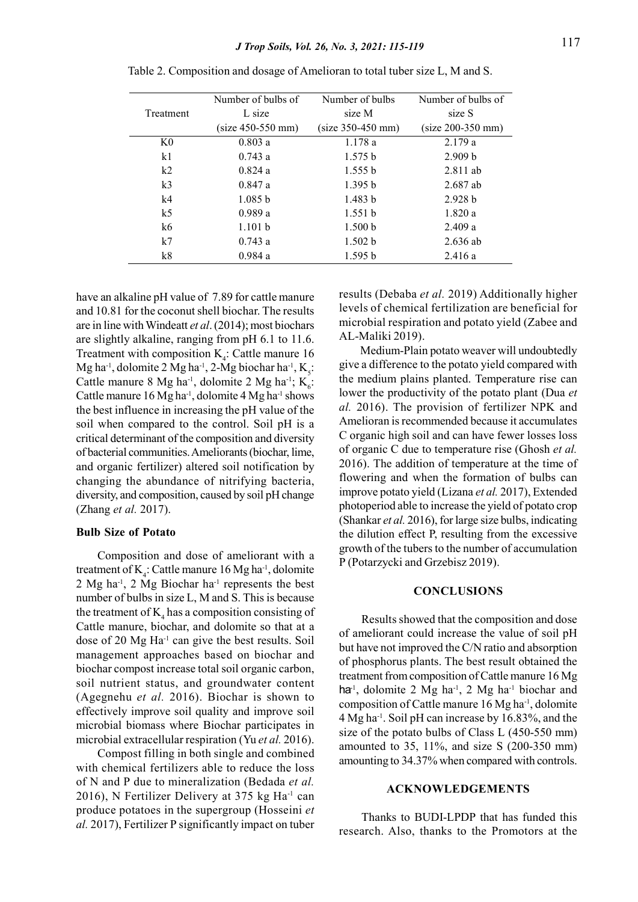Table 2. Composition and dosage of Amelioran to total tuber size L, M and S.

| Treatment | Number of bulbs of L size (size 450-550 mm) | Number of bulbs size M (size 350-450 mm) | Number of bulbs of size S (size 200-350 mm) |
|---|---|---|---|
| K0 | 0.803 a | 1.178 a | 2.179 a |
| k1 | 0.743 a | 1.575 b | 2.909 b |
| k2 | 0.824 a | 1.555 b | 2.811 ab |
| k3 | 0.847 a | 1.395 b | 2.687 ab |
| k4 | 1.085 b | 1.483 b | 2.928 b |
| k5 | 0.989 a | 1.551 b | 1.820 a |
| k6 | 1.101 b | 1.500 b | 2.409 a |
| k7 | 0.743 a | 1.502 b | 2.636 ab |
| k8 | 0.984 a | 1.595 b | 2.416 a |

have an alkaline pH value of 7.89 for cattle manure and 10.81 for the coconut shell biochar. The results are in line with Windeatt *et al*. (2014); most biochars are slightly alkaline, ranging from pH 6.1 to 11.6. Treatment with composition $K_4$: Cattle manure 16 Mg ha$^{-1}$, dolomite 2 Mg ha$^{-1}$, 2-Mg biochar ha$^{-1}$, $K_5$: Cattle manure 8 Mg ha$^{-1}$, dolomite 2 Mg ha$^{-1}$; $K_6$: Cattle manure 16 Mg ha$^{-1}$, dolomite 4 Mg ha$^{-1}$ shows the best influence in increasing the pH value of the soil when compared to the control. Soil pH is a critical determinant of the composition and diversity of bacterial communities. Ameliorants (biochar, lime, and organic fertilizer) altered soil notification by changing the abundance of nitrifying bacteria, diversity, and composition, caused by soil pH change (Zhang *et al.* 2017).

### Bulb Size of Potato

Composition and dose of ameliorant with a treatment of $K_4$: Cattle manure 16 Mg ha$^{-1}$, dolomite 2 Mg ha$^{-1}$, 2 Mg Biochar ha$^{-1}$ represents the best number of bulbs in size L, M and S. This is because the treatment of $K_4$ has a composition consisting of Cattle manure, biochar, and dolomite so that at a dose of 20 Mg Ha$^{-1}$ can give the best results. Soil management approaches based on biochar and biochar compost increase total soil organic carbon, soil nutrient status, and groundwater content (Agegnehu *et al.* 2016). Biochar is shown to effectively improve soil quality and improve soil microbial biomass where Biochar participates in microbial extracellular respiration (Yu *et al.* 2016).

Compost filling in both single and combined with chemical fertilizers able to reduce the loss of N and P due to mineralization (Bedada *et al.* 2016), N Fertilizer Delivery at 375 kg Ha$^{-1}$ can produce potatoes in the supergroup (Hosseini *et al.* 2017), Fertilizer P significantly impact on tuber results (Debaba *et al.* 2019) Additionally higher levels of chemical fertilization are beneficial for microbial respiration and potato yield (Zabee and AL-Maliki 2019).

Medium-Plain potato weaver will undoubtedly give a difference to the potato yield compared with the medium plains planted. Temperature rise can lower the productivity of the potato plant (Dua *et al.* 2016). The provision of fertilizer NPK and Amelioran is recommended because it accumulates C organic high soil and can have fewer losses loss of organic C due to temperature rise (Ghosh *et al.* 2016). The addition of temperature at the time of flowering and when the formation of bulbs can improve potato yield (Lizana *et al.* 2017), Extended photoperiod able to increase the yield of potato crop (Shankar *et al.* 2016), for large size bulbs, indicating the dilution effect P, resulting from the excessive growth of the tubers to the number of accumulation P (Potarzycki and Grzebisz 2019).

## CONCLUSIONS

Results showed that the composition and dose of ameliorant could increase the value of soil pH but have not improved the C/N ratio and absorption of phosphorus plants. The best result obtained the treatment from composition of Cattle manure 16 Mg ha$^{-1}$, dolomite 2 Mg ha$^{-1}$, 2 Mg ha$^{-1}$ biochar and composition of Cattle manure 16 Mg ha$^{-1}$, dolomite 4 Mg ha$^{-1}$. Soil pH can increase by 16.83%, and the size of the potato bulbs of Class L (450-550 mm) amounted to 35, 11%, and size S (200-350 mm) amounting to 34.37% when compared with controls.

## ACKNOWLEDGEMENTS

Thanks to BUDI-LPDP that has funded this research. Also, thanks to the Promotors at the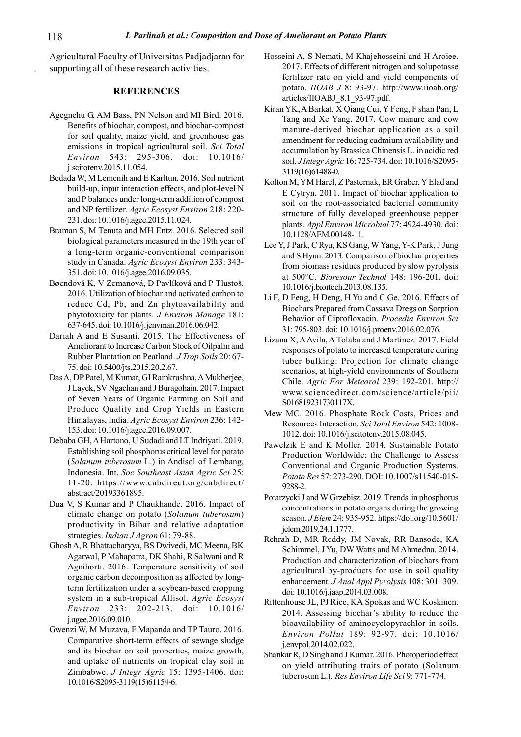Agricultural Faculty of Universitas Padjadjaran for supporting all of these research activities.

## REFERENCES

Agegnehu G, AM Bass, PN Nelson and MI Bird. 2016. Benefits of biochar, compost, and biochar-compost for soil quality, maize yield, and greenhouse gas emissions in tropical agricultural soil. *Sci Total Environ* 543: 295-306. doi: 10.1016/j.scitotenv.2015.11.054.

Bedada W, M Lemenih and E Karltun. 2016. Soil nutrient build-up, input interaction effects, and plot-level N and P balances under long-term addition of compost and NP fertilizer. *Agric Ecosyst Environ* 218: 220-231. doi: 10.1016/j.agee.2015.11.024.

Braman S, M Tenuta and MH Entz. 2016. Selected soil biological parameters measured in the 19th year of a long-term organic-conventional comparison study in Canada. *Agric Ecosyst Environ* 233: 343-351. doi: 10.1016/j.agee.2016.09.035.

Bøendová K, V Zemanová, D Pavlíková and P Tlustoš. 2016. Utilization of biochar and activated carbon to reduce Cd, Pb, and Zn phytoavailability and phytotoxicity for plants. *J Environ Manage* 181: 637-645. doi: 10.1016/j.jenvman.2016.06.042.

Dariah A and E Susanti. 2015. The Effectiveness of Ameliorant to Increase Carbon Stock of Oilpalm and Rubber Plantation on Peatland. *J Trop Soils* 20: 67-75. doi: 10.5400/jts.2015.20.2.67.

Das A, DP Patel, M Kumar, GI Ramkrushna, A Mukherjee, J Layek, SV Ngachan and J Buragohain. 2017. Impact of Seven Years of Organic Farming on Soil and Produce Quality and Crop Yields in Eastern Himalayas, India. *Agric Ecosyst Environ* 236: 142-153. doi: 10.1016/j.agee.2016.09.007.

Debaba GH, A Hartono, U Sudadi and LT Indriyati. 2019. Establishing soil phosphorus critical level for potato (*Solanum tuberosum* L.) in Andisol of Lembang, Indonesia. Int. *Soc Southeast Asian Agric Sci* 25: 11-20. https://www.cabdirect.org/cabdirect/abstract/20193361895.

Dua V, S Kumar and P Chaukhande. 2016. Impact of climate change on potato (*Solanum tuberosum*) productivity in Bihar and relative adaptation strategies. *Indian J Agron* 61: 79-88.

Ghosh A, R Bhattacharyya, BS Dwivedi, MC Meena, BK Agarwal, P Mahapatra, DK Shahi, R Salwani and R Agnihorti. 2016. Temperature sensitivity of soil organic carbon decomposition as affected by long-term fertilization under a soybean-based cropping system in a sub-tropical Alfisol. *Agric Ecosyst Environ* 233: 202-213. doi: 10.1016/j.agee.2016.09.010.

Gwenzi W, M Muzava, F Mapanda and TP Tauro. 2016. Comparative short-term effects of sewage sludge and its biochar on soil properties, maize growth, and uptake of nutrients on tropical clay soil in Zimbabwe. *J Integr Agric* 15: 1395-1406. doi: 10.1016/S2095-3119(15)61154-6.

Hosseini A, S Nemati, M Khajehosseini and H Aroiee. 2017. Effects of different nitrogen and solupotasse fertilizer rate on yield and yield components of potato. *IIOAB J* 8: 93-97. http://www.iioab.org/articles/IIOABJ_8.1_93-97.pdf.

Kiran YK, A Barkat, X Qiang Cui, Y Feng, F shan Pan, L Tang and Xe Yang. 2017. Cow manure and cow manure-derived biochar application as a soil amendment for reducing cadmium availability and accumulation by Brassica Chinensis L. in acidic red soil. *J Integr Agric* 16: 725-734. doi: 10.1016/S2095-3119(16)61488-0.

Kolton M, YM Harel, Z Pasternak, ER Graber, Y Elad and E Cytryn. 2011. Impact of biochar application to soil on the root-associated bacterial community structure of fully developed greenhouse pepper plants. *Appl Environ Microbiol* 77: 4924-4930. doi: 10.1128/AEM.00148-11.

Lee Y, J Park, C Ryu, KS Gang, W Yang, Y-K Park, J Jung and S Hyun. 2013. Comparison of biochar properties from biomass residues produced by slow pyrolysis at 500°C. *Bioresour Technol* 148: 196-201. doi: 10.1016/j.biortech.2013.08.135.

Li F, D Feng, H Deng, H Yu and C Ge. 2016. Effects of Biochars Prepared from Cassava Dregs on Sorption Behavior of Ciprofloxacin. *Procedia Environ Sci* 31: 795-803. doi: 10.1016/j.proenv.2016.02.076.

Lizana X, A Avila, A Tolaba and J Martinez. 2017. Field responses of potato to increased temperature during tuber bulking: Projection for climate change scenarios, at high-yield environments of Southern Chile. *Agric For Meteorol* 239: 192-201. http://www.sciencedirect.com/science/article/pii/S016819231730117X.

Mew MC. 2016. Phosphate Rock Costs, Prices and Resources Interaction. *Sci Total Environ* 542: 1008-1012. doi: 10.1016/j.scitotenv.2015.08.045.

Pawelzik E and K Moller. 2014. Sustainable Potato Production Worldwide: the Challenge to Assess Conventional and Organic Production Systems. *Potato Res* 57: 273-290. DOI: 10.1007/s11540-015-9288-2.

Potarzycki J and W Grzebisz. 2019. Trends in phosphorus concentrations in potato organs during the growing season. *J Elem* 24: 935-952. https://doi.org/10.5601/jelem.2019.24.1.1777.

Rehrah D, MR Reddy, JM Novak, RR Bansode, KA Schimmel, J Yu, DW Watts and M Ahmedna. 2014. Production and characterization of biochars from agricultural by-products for use in soil quality enhancement. *J Anal Appl Pyrolysis* 108: 301–309. doi: 10.1016/j.jaap.2014.03.008.

Rittenhouse JL, PJ Rice, KA Spokas and WC Koskinen. 2014. Assessing biochar's ability to reduce the bioavailability of aminocyclopyrachlor in soils. *Environ Pollut* 189: 92-97. doi: 10.1016/j.envpol.2014.02.022.

Shankar R, D Singh and J Kumar. 2016. Photoperiod effect on yield attributing traits of potato (Solanum tuberosum L.). *Res Environ Life Sci* 9: 771-774.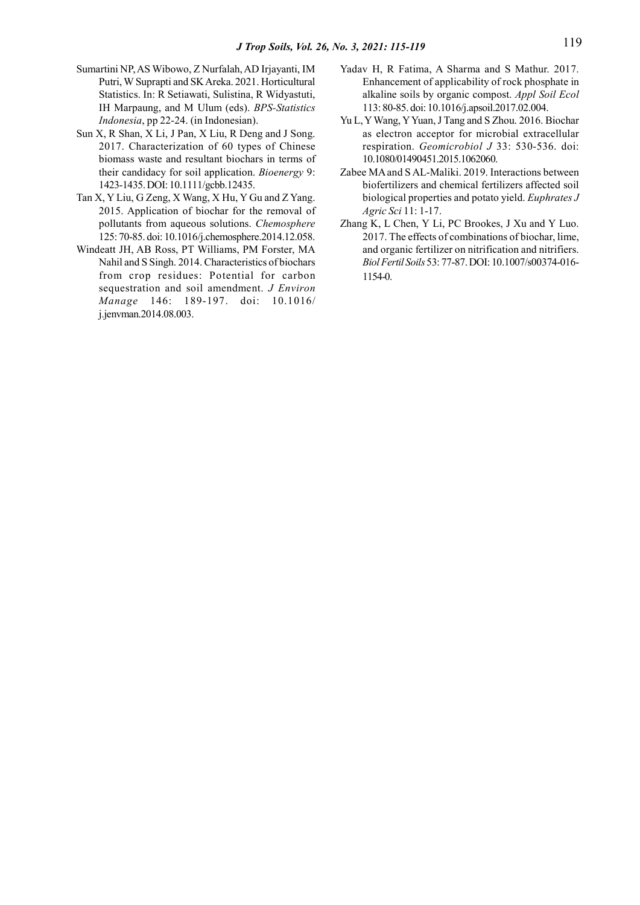Sumartini NP, AS Wibowo, Z Nurfalah, AD Irjayanti, IM Putri, W Suprapti and SK Areka. 2021. Horticultural Statistics. In: R Setiawati, Sulistina, R Widyastuti, IH Marpaung, and M Ulum (eds). *BPS-Statistics Indonesia*, pp 22-24. (in Indonesian).

Sun X, R Shan, X Li, J Pan, X Liu, R Deng and J Song. 2017. Characterization of 60 types of Chinese biomass waste and resultant biochars in terms of their candidacy for soil application. *Bioenergy* 9: 1423-1435. DOI: 10.1111/gcbb.12435.

Tan X, Y Liu, G Zeng, X Wang, X Hu, Y Gu and Z Yang. 2015. Application of biochar for the removal of pollutants from aqueous solutions. *Chemosphere* 125: 70-85. doi: 10.1016/j.chemosphere.2014.12.058.

Windeatt JH, AB Ross, PT Williams, PM Forster, MA Nahil and S Singh. 2014. Characteristics of biochars from crop residues: Potential for carbon sequestration and soil amendment. *J Environ Manage* 146: 189-197. doi: 10.1016/j.jenvman.2014.08.003.

Yadav H, R Fatima, A Sharma and S Mathur. 2017. Enhancement of applicability of rock phosphate in alkaline soils by organic compost. *Appl Soil Ecol* 113: 80-85. doi: 10.1016/j.apsoil.2017.02.004.

Yu L, Y Wang, Y Yuan, J Tang and S Zhou. 2016. Biochar as electron acceptor for microbial extracellular respiration. *Geomicrobiol J* 33: 530-536. doi: 10.1080/01490451.2015.1062060.

Zabee MA and S AL-Maliki. 2019. Interactions between biofertilizers and chemical fertilizers affected soil biological properties and potato yield. *Euphrates J Agric Sci* 11: 1-17.

Zhang K, L Chen, Y Li, PC Brookes, J Xu and Y Luo. 2017. The effects of combinations of biochar, lime, and organic fertilizer on nitrification and nitrifiers. *Biol Fertil Soils* 53: 77-87. DOI: 10.1007/s00374-016-1154-0.